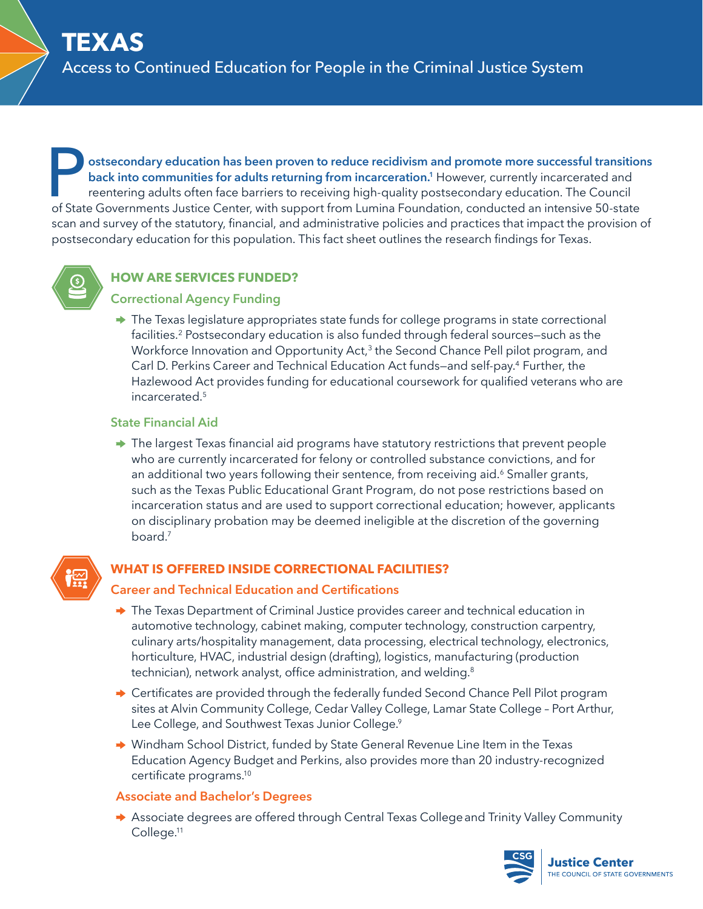# TEXAS

## Access to Continued Education for People in the Criminal Justice System

**Postsecondary education has been proven to reduce recidivism and promote more successful transitions back into communities for adults returning from incarceration.**[1] However, currently incarcerated and reentering adults often face barriers to receiving high-quality postsecondary education. The Council of State Governments Justice Center, with support from Lumina Foundation, conducted an intensive 50-state scan and survey of the statutory, financial, and administrative policies and practices that impact the provision of postsecondary education for this population. This fact sheet outlines the research findings for Texas.

## HOW ARE SERVICES FUNDED?

### Correctional Agency Funding

- The Texas legislature appropriates state funds for college programs in state correctional facilities.[2] Postsecondary education is also funded through federal sources—such as the Workforce Innovation and Opportunity Act,[3] the Second Chance Pell pilot program, and Carl D. Perkins Career and Technical Education Act funds—and self-pay.[4] Further, the Hazlewood Act provides funding for educational coursework for qualified veterans who are incarcerated.[5]

### State Financial Aid

- The largest Texas financial aid programs have statutory restrictions that prevent people who are currently incarcerated for felony or controlled substance convictions, and for an additional two years following their sentence, from receiving aid.[6] Smaller grants, such as the Texas Public Educational Grant Program, do not pose restrictions based on incarceration status and are used to support correctional education; however, applicants on disciplinary probation may be deemed ineligible at the discretion of the governing board.[7]

## WHAT IS OFFERED INSIDE CORRECTIONAL FACILITIES?

### Career and Technical Education and Certifications

- The Texas Department of Criminal Justice provides career and technical education in automotive technology, cabinet making, computer technology, construction carpentry, culinary arts/hospitality management, data processing, electrical technology, electronics, horticulture, HVAC, industrial design (drafting), logistics, manufacturing (production technician), network analyst, office administration, and welding.[8]
- Certificates are provided through the federally funded Second Chance Pell Pilot program sites at Alvin Community College, Cedar Valley College, Lamar State College – Port Arthur, Lee College, and Southwest Texas Junior College.[9]
- Windham School District, funded by State General Revenue Line Item in the Texas Education Agency Budget and Perkins, also provides more than 20 industry-recognized certificate programs.[10]

### Associate and Bachelor's Degrees

- Associate degrees are offered through Central Texas College and Trinity Valley Community College.[11]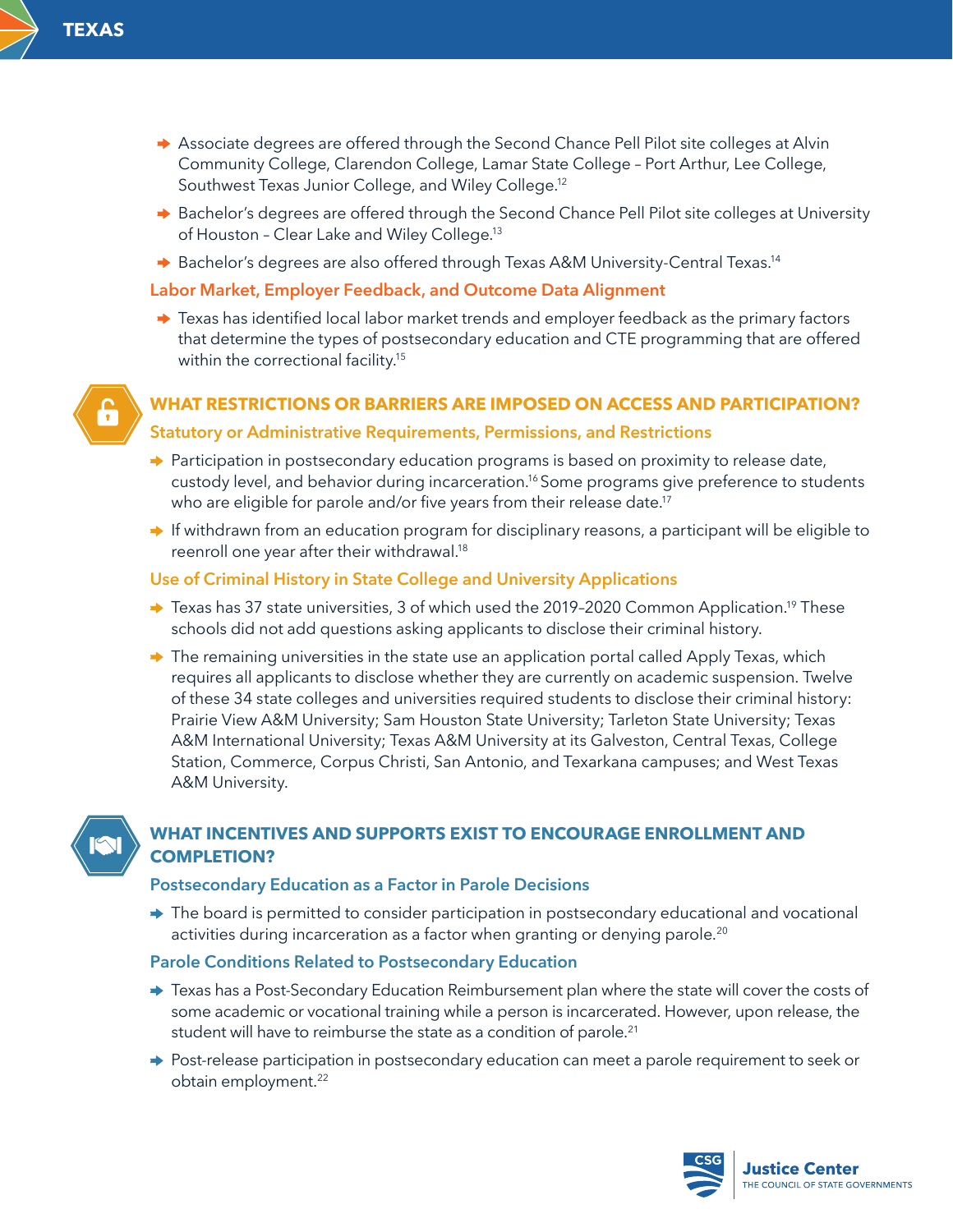- Associate degrees are offered through the Second Chance Pell Pilot site colleges at Alvin Community College, Clarendon College, Lamar State College – Port Arthur, Lee College, Southwest Texas Junior College, and Wiley College.[12]
- Bachelor's degrees are offered through the Second Chance Pell Pilot site colleges at University of Houston – Clear Lake and Wiley College.[13]
- Bachelor's degrees are also offered through Texas A&M University-Central Texas.[14]

### Labor Market, Employer Feedback, and Outcome Data Alignment

- Texas has identified local labor market trends and employer feedback as the primary factors that determine the types of postsecondary education and CTE programming that are offered within the correctional facility.[15]

## WHAT RESTRICTIONS OR BARRIERS ARE IMPOSED ON ACCESS AND PARTICIPATION?

### Statutory or Administrative Requirements, Permissions, and Restrictions

- Participation in postsecondary education programs is based on proximity to release date, custody level, and behavior during incarceration.[16] Some programs give preference to students who are eligible for parole and/or five years from their release date.[17]
- If withdrawn from an education program for disciplinary reasons, a participant will be eligible to reenroll one year after their withdrawal.[18]

### Use of Criminal History in State College and University Applications

- Texas has 37 state universities, 3 of which used the 2019–2020 Common Application.[19] These schools did not add questions asking applicants to disclose their criminal history.
- The remaining universities in the state use an application portal called Apply Texas, which requires all applicants to disclose whether they are currently on academic suspension. Twelve of these 34 state colleges and universities required students to disclose their criminal history: Prairie View A&M University; Sam Houston State University; Tarleton State University; Texas A&M International University; Texas A&M University at its Galveston, Central Texas, College Station, Commerce, Corpus Christi, San Antonio, and Texarkana campuses; and West Texas A&M University.

## WHAT INCENTIVES AND SUPPORTS EXIST TO ENCOURAGE ENROLLMENT AND COMPLETION?

### Postsecondary Education as a Factor in Parole Decisions

- The board is permitted to consider participation in postsecondary educational and vocational activities during incarceration as a factor when granting or denying parole.[20]

### Parole Conditions Related to Postsecondary Education

- Texas has a Post-Secondary Education Reimbursement plan where the state will cover the costs of some academic or vocational training while a person is incarcerated. However, upon release, the student will have to reimburse the state as a condition of parole.[21]
- Post-release participation in postsecondary education can meet a parole requirement to seek or obtain employment.[22]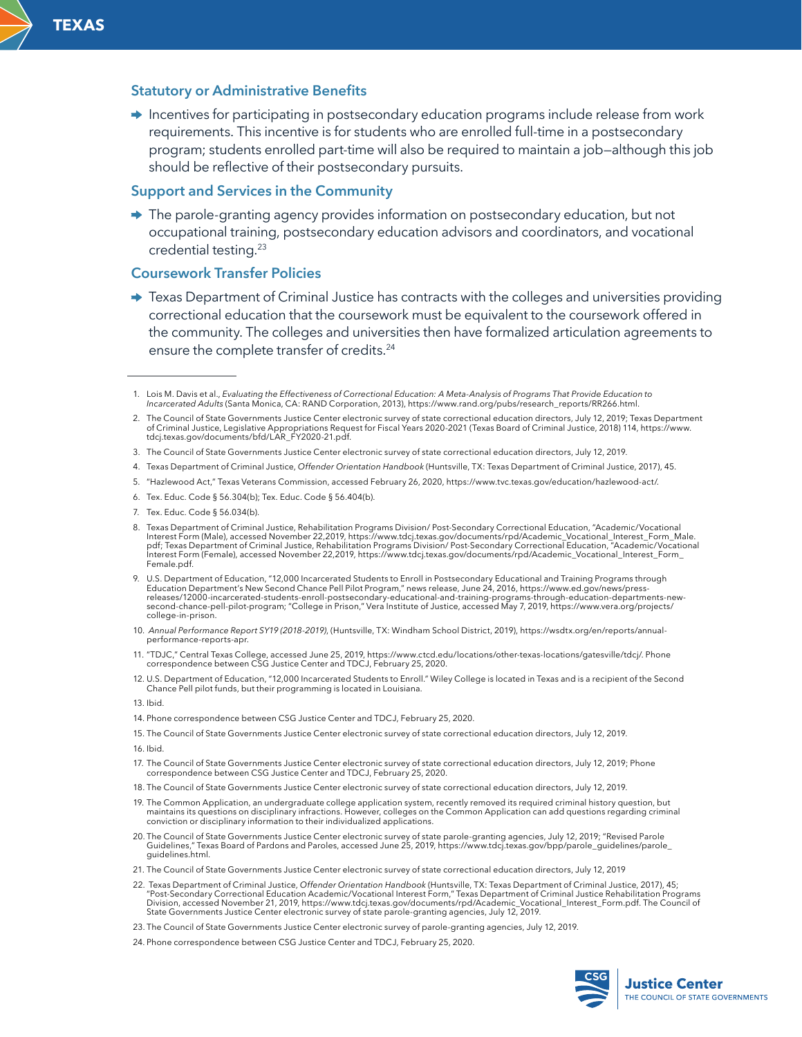### Statutory or Administrative Benefits

- Incentives for participating in postsecondary education programs include release from work requirements. This incentive is for students who are enrolled full-time in a postsecondary program; students enrolled part-time will also be required to maintain a job—although this job should be reflective of their postsecondary pursuits.

### Support and Services in the Community

- The parole-granting agency provides information on postsecondary education, but not occupational training, postsecondary education advisors and coordinators, and vocational credential testing.[23]

### Coursework Transfer Policies

- Texas Department of Criminal Justice has contracts with the colleges and universities providing correctional education that the coursework must be equivalent to the coursework offered in the community. The colleges and universities then have formalized articulation agreements to ensure the complete transfer of credits.[24]

---

1. Lois M. Davis et al., *Evaluating the Effectiveness of Correctional Education: A Meta-Analysis of Programs That Provide Education to Incarcerated Adults* (Santa Monica, CA: RAND Corporation, 2013), https://www.rand.org/pubs/research_reports/RR266.html.
2. The Council of State Governments Justice Center electronic survey of state correctional education directors, July 12, 2019; Texas Department of Criminal Justice, Legislative Appropriations Request for Fiscal Years 2020-2021 (Texas Board of Criminal Justice, 2018) 114, https://www.tdcj.texas.gov/documents/bfd/LAR_FY2020-21.pdf.
3. The Council of State Governments Justice Center electronic survey of state correctional education directors, July 12, 2019.
4. Texas Department of Criminal Justice, *Offender Orientation Handbook* (Huntsville, TX: Texas Department of Criminal Justice, 2017), 45.
5. "Hazlewood Act," Texas Veterans Commission, accessed February 26, 2020, https://www.tvc.texas.gov/education/hazlewood-act/.
6. Tex. Educ. Code § 56.304(b); Tex. Educ. Code § 56.404(b).
7. Tex. Educ. Code § 56.034(b).
8. Texas Department of Criminal Justice, Rehabilitation Programs Division/ Post-Secondary Correctional Education, "Academic/Vocational Interest Form (Male), accessed November 22,2019, https://www.tdcj.texas.gov/documents/rpd/Academic_Vocational_Interest_Form_Male.pdf; Texas Department of Criminal Justice, Rehabilitation Programs Division/ Post-Secondary Correctional Education, "Academic/Vocational Interest Form (Female), accessed November 22,2019, https://www.tdcj.texas.gov/documents/rpd/Academic_Vocational_Interest_Form_Female.pdf.
9. U.S. Department of Education, "12,000 Incarcerated Students to Enroll in Postsecondary Educational and Training Programs through Education Department's New Second Chance Pell Pilot Program," news release, June 24, 2016, https://www.ed.gov/news/press-releases/12000-incarcerated-students-enroll-postsecondary-educational-and-training-programs-through-education-departments-new-second-chance-pell-pilot-program; "College in Prison," Vera Institute of Justice, accessed May 7, 2019, https://www.vera.org/projects/college-in-prison.
10. *Annual Performance Report SY19 (2018-2019)*, (Huntsville, TX: Windham School District, 2019), https://wsdtx.org/en/reports/annual-performance-reports-apr.
11. "TDJC," Central Texas College, accessed June 25, 2019, https://www.ctcd.edu/locations/other-texas-locations/gatesville/tdcj/. Phone correspondence between CSG Justice Center and TDCJ, February 25, 2020.
12. U.S. Department of Education, "12,000 Incarcerated Students to Enroll." Wiley College is located in Texas and is a recipient of the Second Chance Pell pilot funds, but their programming is located in Louisiana.
13. Ibid.
14. Phone correspondence between CSG Justice Center and TDCJ, February 25, 2020.
15. The Council of State Governments Justice Center electronic survey of state correctional education directors, July 12, 2019.
16. Ibid.
17. The Council of State Governments Justice Center electronic survey of state correctional education directors, July 12, 2019; Phone correspondence between CSG Justice Center and TDCJ, February 25, 2020.
18. The Council of State Governments Justice Center electronic survey of state correctional education directors, July 12, 2019.
19. The Common Application, an undergraduate college application system, recently removed its required criminal history question, but maintains its questions on disciplinary infractions. However, colleges on the Common Application can add questions regarding criminal conviction or disciplinary information to their individualized applications.
20. The Council of State Governments Justice Center electronic survey of state parole-granting agencies, July 12, 2019; "Revised Parole Guidelines," Texas Board of Pardons and Paroles, accessed June 25, 2019, https://www.tdcj.texas.gov/bpp/parole_guidelines/parole_guidelines.html.
21. The Council of State Governments Justice Center electronic survey of state correctional education directors, July 12, 2019
22. Texas Department of Criminal Justice, *Offender Orientation Handbook* (Huntsville, TX: Texas Department of Criminal Justice, 2017), 45; "Post-Secondary Correctional Education Academic/Vocational Interest Form," Texas Department of Criminal Justice Rehabilitation Programs Division, accessed November 21, 2019, https://www.tdcj.texas.gov/documents/rpd/Academic_Vocational_Interest_Form.pdf. The Council of State Governments Justice Center electronic survey of state parole-granting agencies, July 12, 2019.
23. The Council of State Governments Justice Center electronic survey of parole-granting agencies, July 12, 2019.
24. Phone correspondence between CSG Justice Center and TDCJ, February 25, 2020.